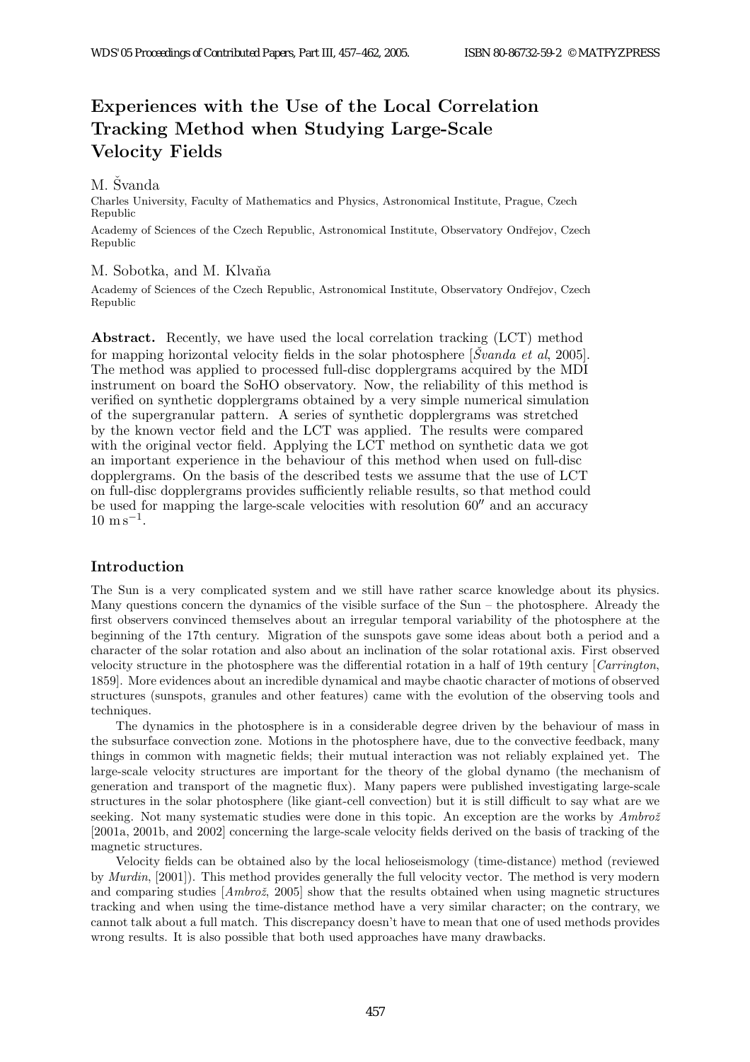# Experiences with the Use of the Local Correlation Tracking Method when Studying Large-Scale Velocity Fields

M. Švanda

Charles University, Faculty of Mathematics and Physics, Astronomical Institute, Prague, Czech Republic

Academy of Sciences of the Czech Republic, Astronomical Institute, Observatory Ondřejov, Czech Republic

M. Sobotka, and M. Klvaňa

Academy of Sciences of the Czech Republic, Astronomical Institute, Observatory Ondřejov, Czech Republic

**Abstract.** Recently, we have used the local correlation tracking (LCT) method for mapping horizontal velocity fields in the solar photosphere [*Švanda et al*, 2005]. The method was applied to processed full-disc dopplergrams acquired by the MDI instrument on board the SoHO observatory. Now, the reliability of this method is verified on synthetic dopplergrams obtained by a very simple numerical simulation of the supergranular pattern. A series of synthetic dopplergrams was stretched by the known vector field and the LCT was applied. The results were compared with the original vector field. Applying the LCT method on synthetic data we got an important experience in the behaviour of this method when used on full-disc dopplergrams. On the basis of the described tests we assume that the use of LCT on full-disc dopplergrams provides sufficiently reliable results, so that method could be used for mapping the large-scale velocities with resolution $60''$ and an accuracy $10\ \mathrm{m\,s^{-1}}$.

## Introduction

The Sun is a very complicated system and we still have rather scarce knowledge about its physics. Many questions concern the dynamics of the visible surface of the Sun – the photosphere. Already the first observers convinced themselves about an irregular temporal variability of the photosphere at the beginning of the 17th century. Migration of the sunspots gave some ideas about both a period and a character of the solar rotation and also about an inclination of the solar rotational axis. First observed velocity structure in the photosphere was the differential rotation in a half of 19th century [*Carrington*, 1859]. More evidences about an incredible dynamical and maybe chaotic character of motions of observed structures (sunspots, granules and other features) came with the evolution of the observing tools and techniques.

The dynamics in the photosphere is in a considerable degree driven by the behaviour of mass in the subsurface convection zone. Motions in the photosphere have, due to the convective feedback, many things in common with magnetic fields; their mutual interaction was not reliably explained yet. The large-scale velocity structures are important for the theory of the global dynamo (the mechanism of generation and transport of the magnetic flux). Many papers were published investigating large-scale structures in the solar photosphere (like giant-cell convection) but it is still difficult to say what are we seeking. Not many systematic studies were done in this topic. An exception are the works by *Ambrož* [2001a, 2001b, and 2002] concerning the large-scale velocity fields derived on the basis of tracking of the magnetic structures.

Velocity fields can be obtained also by the local helioseismology (time-distance) method (reviewed by *Murdin*, [2001]). This method provides generally the full velocity vector. The method is very modern and comparing studies [*Ambrož*, 2005] show that the results obtained when using magnetic structures tracking and when using the time-distance method have a very similar character; on the contrary, we cannot talk about a full match. This discrepancy doesn't have to mean that one of used methods provides wrong results. It is also possible that both used approaches have many drawbacks.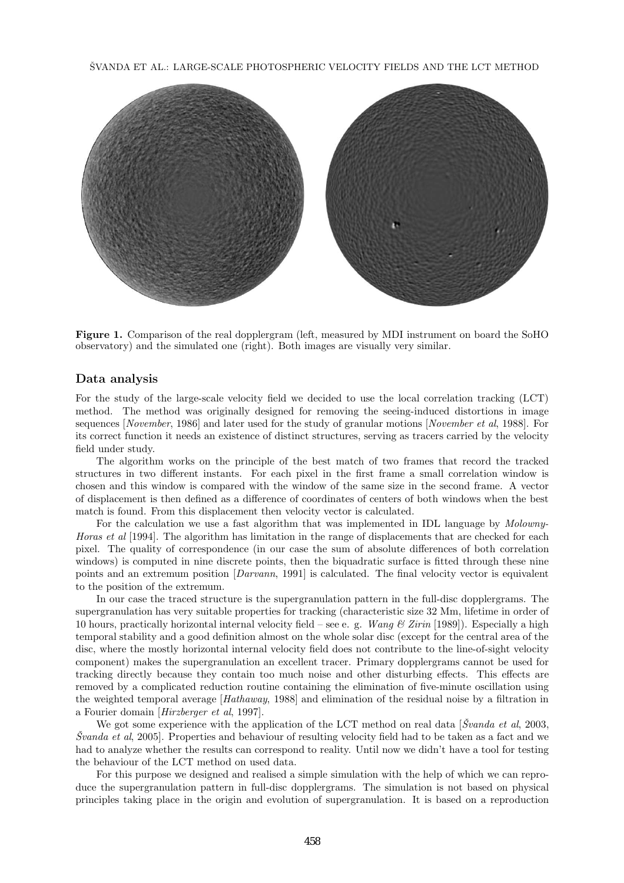**Figure 1.** Comparison of the real dopplergram (left, measured by MDI instrument on board the SoHO observatory) and the simulated one (right). Both images are visually very similar.

## Data analysis

For the study of the large-scale velocity field we decided to use the local correlation tracking (LCT) method. The method was originally designed for removing the seeing-induced distortions in image sequences [*November*, 1986] and later used for the study of granular motions [*November et al*, 1988]. For its correct function it needs an existence of distinct structures, serving as tracers carried by the velocity field under study.

The algorithm works on the principle of the best match of two frames that record the tracked structures in two different instants. For each pixel in the first frame a small correlation window is chosen and this window is compared with the window of the same size in the second frame. A vector of displacement is then defined as a difference of coordinates of centers of both windows when the best match is found. From this displacement then velocity vector is calculated.

For the calculation we use a fast algorithm that was implemented in IDL language by *Molowny-Horas et al* [1994]. The algorithm has limitation in the range of displacements that are checked for each pixel. The quality of correspondence (in our case the sum of absolute differences of both correlation windows) is computed in nine discrete points, then the biquadratic surface is fitted through these nine points and an extremum position [*Darvann*, 1991] is calculated. The final velocity vector is equivalent to the position of the extremum.

In our case the traced structure is the supergranulation pattern in the full-disc dopplergrams. The supergranulation has very suitable properties for tracking (characteristic size 32 Mm, lifetime in order of 10 hours, practically horizontal internal velocity field – see e. g. *Wang & Zirin* [1989]). Especially a high temporal stability and a good definition almost on the whole solar disc (except for the central area of the disc, where the mostly horizontal internal velocity field does not contribute to the line-of-sight velocity component) makes the supergranulation an excellent tracer. Primary dopplergrams cannot be used for tracking directly because they contain too much noise and other disturbing effects. This effects are removed by a complicated reduction routine containing the elimination of five-minute oscillation using the weighted temporal average [*Hathaway*, 1988] and elimination of the residual noise by a filtration in a Fourier domain [*Hirzberger et al*, 1997].

We got some experience with the application of the LCT method on real data [*Švanda et al*, 2003, *Švanda et al*, 2005]. Properties and behaviour of resulting velocity field had to be taken as a fact and we had to analyze whether the results can correspond to reality. Until now we didn't have a tool for testing the behaviour of the LCT method on used data.

For this purpose we designed and realised a simple simulation with the help of which we can reproduce the supergranulation pattern in full-disc dopplergrams. The simulation is not based on physical principles taking place in the origin and evolution of supergranulation. It is based on a reproduction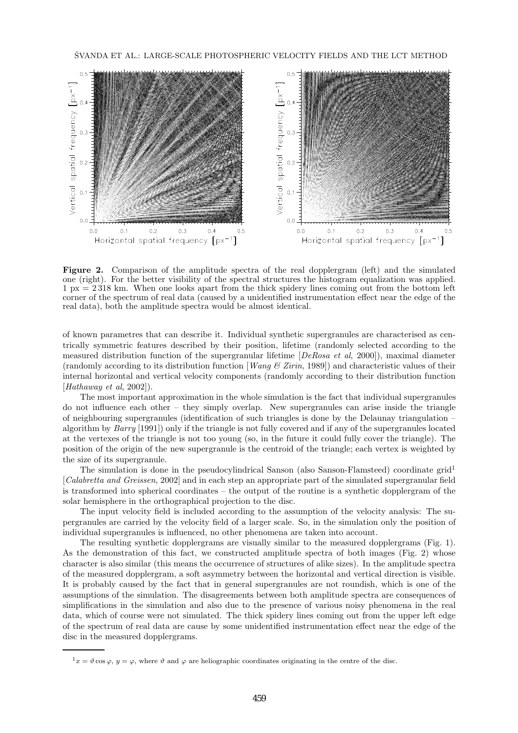**Figure 2.** Comparison of the amplitude spectra of the real dopplergram (left) and the simulated one (right). For the better visibility of the spectral structures the histogram equalization was applied. 1 px = 2 318 km. When one looks apart from the thick spidery lines coming out from the bottom left corner of the spectrum of real data (caused by a unidentified instrumentation effect near the edge of the real data), both the amplitude spectra would be almost identical.

of known parametres that can describe it. Individual synthetic supergranules are characterised as centrically symmetric features described by their position, lifetime (randomly selected according to the measured distribution function of the supergranular lifetime [*DeRosa et al*, 2000]), maximal diameter (randomly according to its distribution function [*Wang & Zirin*, 1989]) and characteristic values of their internal horizontal and vertical velocity components (randomly according to their distribution function [*Hathaway et al*, 2002]).

The most important approximation in the whole simulation is the fact that individual supergranules do not influence each other – they simply overlap. New supergranules can arise inside the triangle of neighbouring supergranules (identification of such triangles is done by the Delaunay triangulation – algorithm by *Barry* [1991]) only if the triangle is not fully covered and if any of the supergranules located at the vertexes of the triangle is not too young (so, in the future it could fully cover the triangle). The position of the origin of the new supergranule is the centroid of the triangle; each vertex is weighted by the size of its supergranule.

The simulation is done in the pseudocylindrical Sanson (also Sanson-Flamsteed) coordinate grid[1] [*Calabretta and Greissen*, 2002] and in each step an appropriate part of the simulated supergranular field is transformed into spherical coordinates – the output of the routine is a synthetic dopplergram of the solar hemisphere in the orthographical projection to the disc.

The input velocity field is included according to the assumption of the velocity analysis: The supergranules are carried by the velocity field of a larger scale. So, in the simulation only the position of individual supergranules is influenced, no other phenomena are taken into account.

The resulting synthetic dopplergrams are visually similar to the measured dopplergrams (Fig. 1). As the demonstration of this fact, we constructed amplitude spectra of both images (Fig. 2) whose character is also similar (this means the occurrence of structures of alike sizes). In the amplitude spectra of the measured dopplergram, a soft asymmetry between the horizontal and vertical direction is visible. It is probably caused by the fact that in general supergranules are not roundish, which is one of the assumptions of the simulation. The disagreements between both amplitude spectra are consequences of simplifications in the simulation and also due to the presence of various noisy phenomena in the real data, which of course were not simulated. The thick spidery lines coming out from the upper left edge of the spectrum of real data are cause by some unidentified instrumentation effect near the edge of the disc in the measured dopplergrams.

---

[1] $x = \vartheta \cos \varphi$, $y = \varphi$, where $\vartheta$ and $\varphi$ are heliographic coordinates originating in the centre of the disc.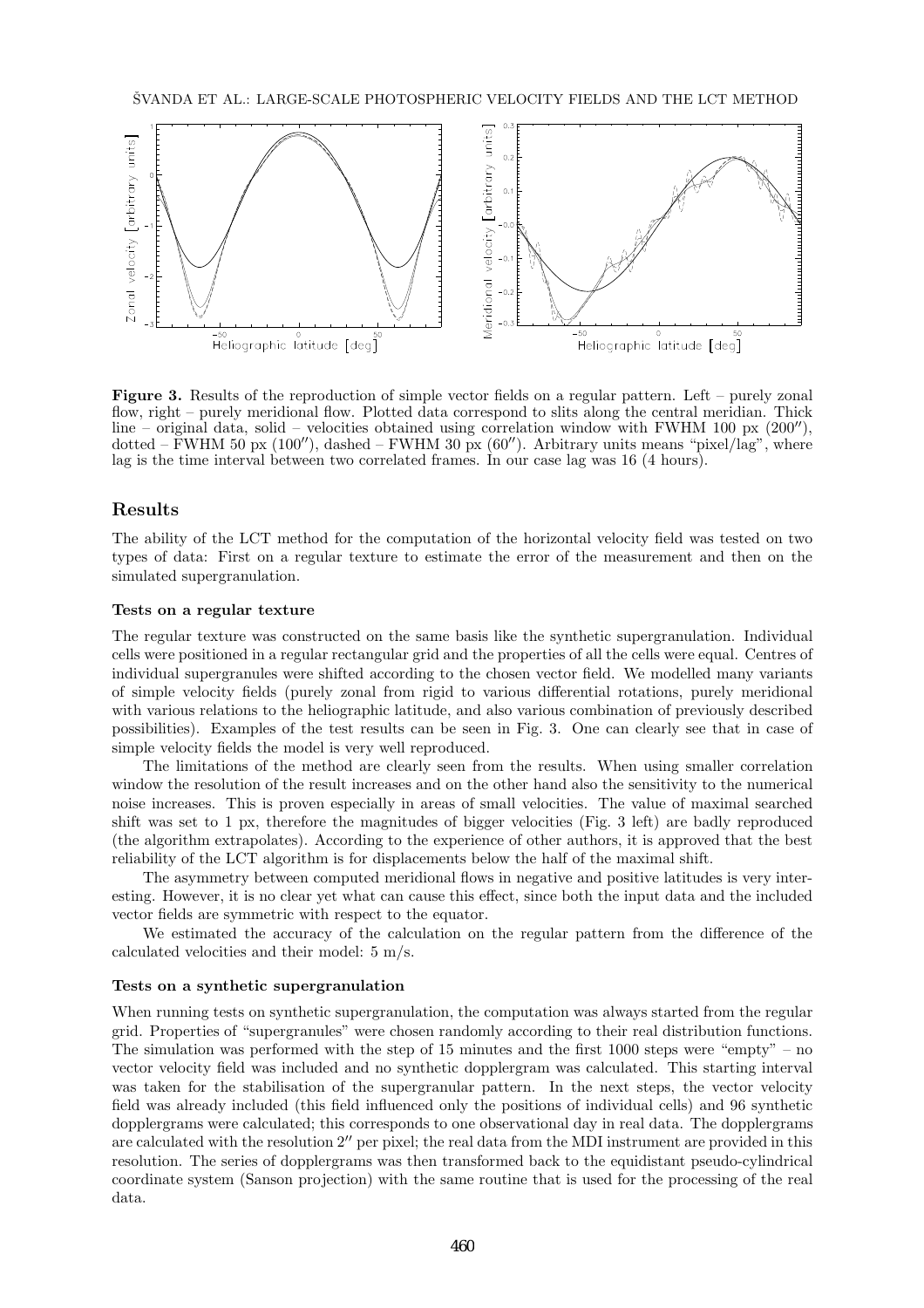**Figure 3.** Results of the reproduction of simple vector fields on a regular pattern. Left – purely zonal flow, right – purely meridional flow. Plotted data correspond to slits along the central meridian. Thick line – original data, solid – velocities obtained using correlation window with FWHM 100 px (200″), dotted – FWHM 50 px (100″), dashed – FWHM 30 px (60″). Arbitrary units means "pixel/lag", where lag is the time interval between two correlated frames. In our case lag was 16 (4 hours).

## Results

The ability of the LCT method for the computation of the horizontal velocity field was tested on two types of data: First on a regular texture to estimate the error of the measurement and then on the simulated supergranulation.

### Tests on a regular texture

The regular texture was constructed on the same basis like the synthetic supergranulation. Individual cells were positioned in a regular rectangular grid and the properties of all the cells were equal. Centres of individual supergranules were shifted according to the chosen vector field. We modelled many variants of simple velocity fields (purely zonal from rigid to various differential rotations, purely meridional with various relations to the heliographic latitude, and also various combination of previously described possibilities). Examples of the test results can be seen in Fig. 3. One can clearly see that in case of simple velocity fields the model is very well reproduced.

The limitations of the method are clearly seen from the results. When using smaller correlation window the resolution of the result increases and on the other hand also the sensitivity to the numerical noise increases. This is proven especially in areas of small velocities. The value of maximal searched shift was set to 1 px, therefore the magnitudes of bigger velocities (Fig. 3 left) are badly reproduced (the algorithm extrapolates). According to the experience of other authors, it is approved that the best reliability of the LCT algorithm is for displacements below the half of the maximal shift.

The asymmetry between computed meridional flows in negative and positive latitudes is very interesting. However, it is no clear yet what can cause this effect, since both the input data and the included vector fields are symmetric with respect to the equator.

We estimated the accuracy of the calculation on the regular pattern from the difference of the calculated velocities and their model: 5 m/s.

### Tests on a synthetic supergranulation

When running tests on synthetic supergranulation, the computation was always started from the regular grid. Properties of "supergranules" were chosen randomly according to their real distribution functions. The simulation was performed with the step of 15 minutes and the first 1000 steps were "empty" – no vector velocity field was included and no synthetic dopplergram was calculated. This starting interval was taken for the stabilisation of the supergranular pattern. In the next steps, the vector velocity field was already included (this field influenced only the positions of individual cells) and 96 synthetic dopplergrams were calculated; this corresponds to one observational day in real data. The dopplergrams are calculated with the resolution 2″ per pixel; the real data from the MDI instrument are provided in this resolution. The series of dopplergrams was then transformed back to the equidistant pseudo-cylindrical coordinate system (Sanson projection) with the same routine that is used for the processing of the real data.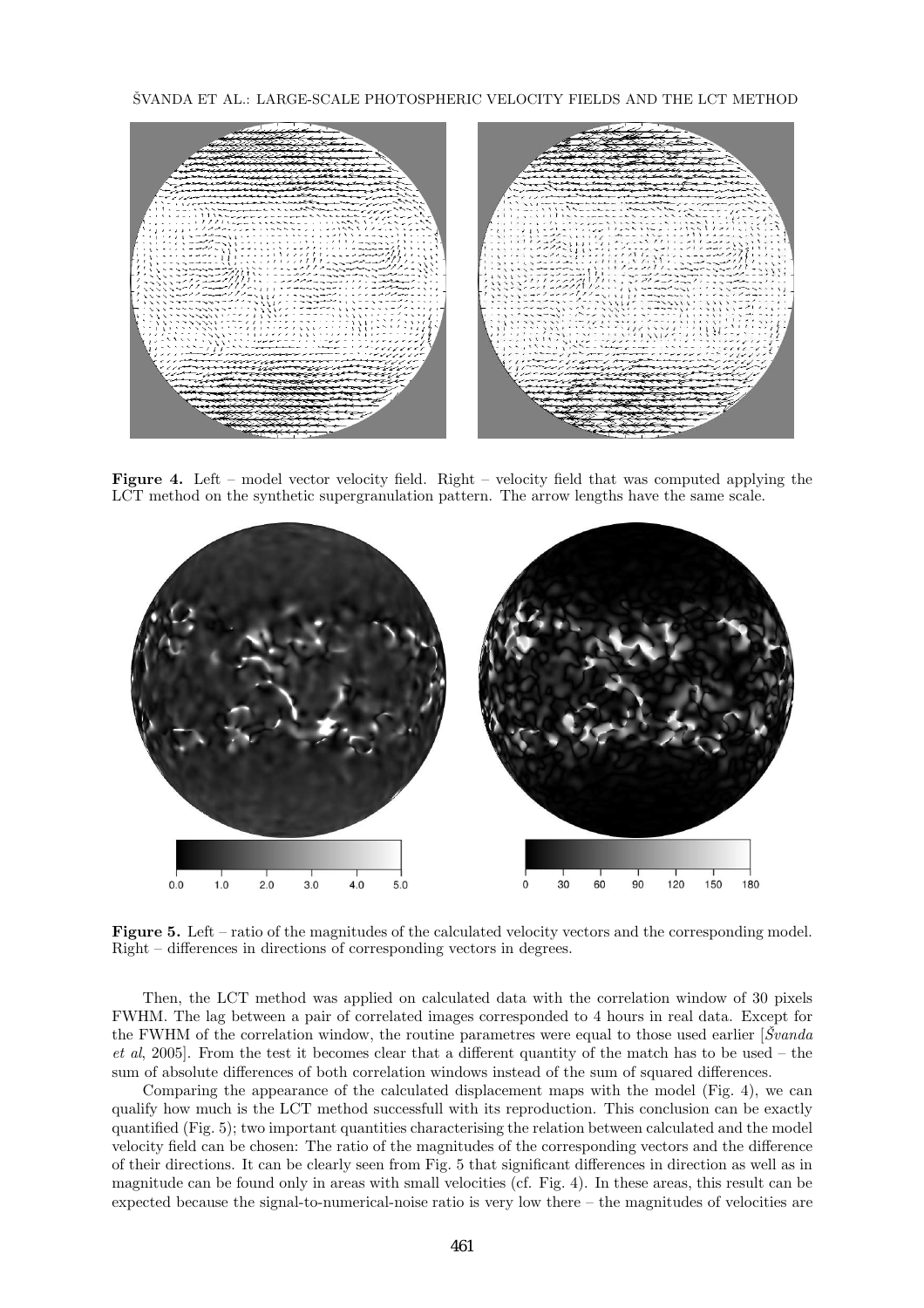**Figure 4.** Left – model vector velocity field. Right – velocity field that was computed applying the LCT method on the synthetic supergranulation pattern. The arrow lengths have the same scale.

**Figure 5.** Left – ratio of the magnitudes of the calculated velocity vectors and the corresponding model. Right – differences in directions of corresponding vectors in degrees.

Then, the LCT method was applied on calculated data with the correlation window of 30 pixels FWHM. The lag between a pair of correlated images corresponded to 4 hours in real data. Except for the FWHM of the correlation window, the routine parametres were equal to those used earlier [*Švanda et al*, 2005]. From the test it becomes clear that a different quantity of the match has to be used – the sum of absolute differences of both correlation windows instead of the sum of squared differences.

Comparing the appearance of the calculated displacement maps with the model (Fig. 4), we can qualify how much is the LCT method successfull with its reproduction. This conclusion can be exactly quantified (Fig. 5); two important quantities characterising the relation between calculated and the model velocity field can be chosen: The ratio of the magnitudes of the corresponding vectors and the difference of their directions. It can be clearly seen from Fig. 5 that significant differences in direction as well as in magnitude can be found only in areas with small velocities (cf. Fig. 4). In these areas, this result can be expected because the signal-to-numerical-noise ratio is very low there – the magnitudes of velocities are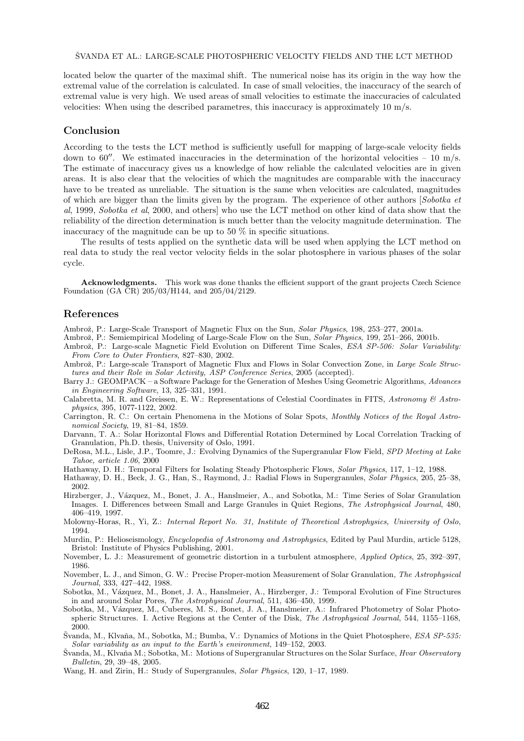located below the quarter of the maximal shift. The numerical noise has its origin in the way how the extremal value of the correlation is calculated. In case of small velocities, the inaccuracy of the search of extremal value is very high. We used areas of small velocities to estimate the inaccuracies of calculated velocities: When using the described parametres, this inaccuracy is approximately 10 m/s.

## Conclusion

According to the tests the LCT method is sufficiently usefull for mapping of large-scale velocity fields down to 60″. We estimated inaccuracies in the determination of the horizontal velocities – 10 m/s. The estimate of inaccuracy gives us a knowledge of how reliable the calculated velocities are in given areas. It is also clear that the velocities of which the magnitudes are comparable with the inaccuracy have to be treated as unreliable. The situation is the same when velocities are calculated, magnitudes of which are bigger than the limits given by the program. The experience of other authors [*Sobotka et al*, 1999, *Sobotka et al*, 2000, and others] who use the LCT method on other kind of data show that the reliability of the direction determination is much better than the velocity magnitude determination. The inaccuracy of the magnitude can be up to 50 % in specific situations.

The results of tests applied on the synthetic data will be used when applying the LCT method on real data to study the real vector velocity fields in the solar photosphere in various phases of the solar cycle.

**Acknowledgments.** This work was done thanks the efficient support of the grant projects Czech Science Foundation (GA ČR) 205/03/H144, and 205/04/2129.

## References

Ambrož, P.: Large-Scale Transport of Magnetic Flux on the Sun, *Solar Physics*, 198, 253–277, 2001a.

Ambrož, P.: Semiempirical Modeling of Large-Scale Flow on the Sun, *Solar Physics*, 199, 251–266, 2001b.

Ambrož, P.: Large-scale Magnetic Field Evolution on Different Time Scales, *ESA SP-506: Solar Variability: From Core to Outer Frontiers*, 827–830, 2002.

Ambrož, P.: Large-scale Transport of Magnetic Flux and Flows in Solar Convection Zone, in *Large Scale Structures and their Role in Solar Activity, ASP Conference Series*, 2005 (accepted).

Barry J.: GEOMPACK – a Software Package for the Generation of Meshes Using Geometric Algorithms, *Advances in Engineering Software*, 13, 325–331, 1991.

Calabretta, M. R. and Greissen, E. W.: Representations of Celestial Coordinates in FITS, *Astronomy & Astrophysics*, 395, 1077-1122, 2002.

Carrington, R. C.: On certain Phenomena in the Motions of Solar Spots, *Monthly Notices of the Royal Astronomical Society*, 19, 81–84, 1859.

Darvann, T. A.: Solar Horizontal Flows and Differential Rotation Determined by Local Correlation Tracking of Granulation, Ph.D. thesis, University of Oslo, 1991.

DeRosa, M.L., Lisle, J.P., Toomre, J.: Evolving Dynamics of the Supergranular Flow Field, *SPD Meeting at Lake Tahoe, article 1.06*, 2000

Hathaway, D. H.: Temporal Filters for Isolating Steady Photospheric Flows, *Solar Physics*, 117, 1–12, 1988.

Hathaway, D. H., Beck, J. G., Han, S., Raymond, J.: Radial Flows in Supergranules, *Solar Physics*, 205, 25–38, 2002.

Hirzberger, J., Vázquez, M., Bonet, J. A., Hanslmeier, A., and Sobotka, M.: Time Series of Solar Granulation Images. I. Differences between Small and Large Granules in Quiet Regions, *The Astrophysical Journal*, 480, 406–419, 1997.

Molowny-Horas, R., Yi, Z.: *Internal Report No. 31, Institute of Theoretical Astrophysics, University of Oslo*, 1994.

Murdin, P.: Helioseismology, *Encyclopedia of Astronomy and Astrophysics*, Edited by Paul Murdin, article 5128, Bristol: Institute of Physics Publishing, 2001.

November, L. J.: Measurement of geometric distortion in a turbulent atmosphere, *Applied Optics*, 25, 392–397, 1986.

November, L. J., and Simon, G. W.: Precise Proper-motion Measurement of Solar Granulation, *The Astrophysical Journal*, 333, 427–442, 1988.

Sobotka, M., Vázquez, M., Bonet, J. A., Hanslmeier, A., Hirzberger, J.: Temporal Evolution of Fine Structures in and around Solar Pores, *The Astrophysical Journal*, 511, 436–450, 1999.

Sobotka, M., Vázquez, M., Cuberes, M. S., Bonet, J. A., Hanslmeier, A.: Infrared Photometry of Solar Photospheric Structures. I. Active Regions at the Center of the Disk, *The Astrophysical Journal*, 544, 1155–1168, 2000.

Švanda, M., Klvaňa, M., Sobotka, M.; Bumba, V.: Dynamics of Motions in the Quiet Photosphere, *ESA SP-535: Solar variability as an input to the Earth's environment*, 149–152, 2003.

Švanda, M., Klvaňa M.; Sobotka, M.: Motions of Supergranular Structures on the Solar Surface, *Hvar Observatory Bulletin*, 29, 39–48, 2005.

Wang, H. and Zirin, H.: Study of Supergranules, *Solar Physics*, 120, 1–17, 1989.